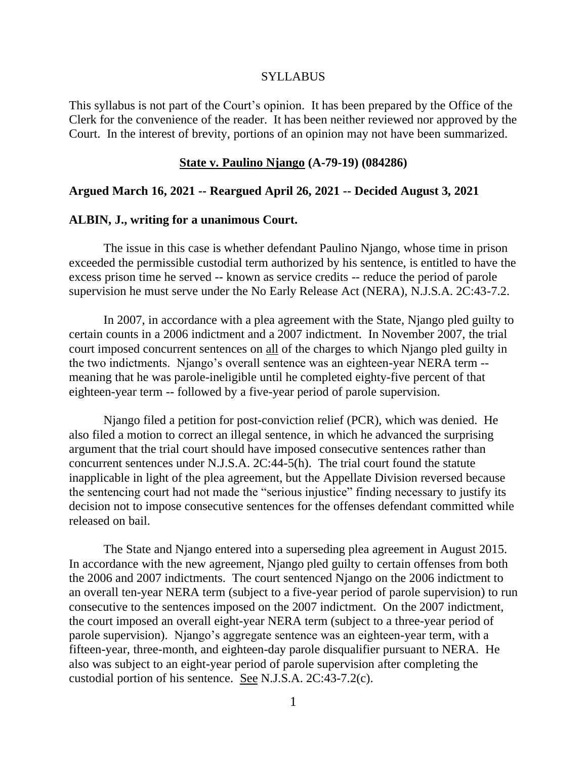SYLLABUS

This syllabus is not part of the Court's opinion. It has been prepared by the Office of the Clerk for the convenience of the reader. It has been neither reviewed nor approved by the Court. In the interest of brevity, portions of an opinion may not have been summarized.

**State v. Paulino Njango (A-79-19) (084286)**

**Argued March 16, 2021 -- Reargued April 26, 2021 -- Decided August 3, 2021**

**ALBIN, J., writing for a unanimous Court.**

The issue in this case is whether defendant Paulino Njango, whose time in prison exceeded the permissible custodial term authorized by his sentence, is entitled to have the excess prison time he served -- known as service credits -- reduce the period of parole supervision he must serve under the No Early Release Act (NERA), N.J.S.A. 2C:43-7.2.

In 2007, in accordance with a plea agreement with the State, Njango pled guilty to certain counts in a 2006 indictment and a 2007 indictment. In November 2007, the trial court imposed concurrent sentences on all of the charges to which Njango pled guilty in the two indictments. Njango's overall sentence was an eighteen-year NERA term -- meaning that he was parole-ineligible until he completed eighty-five percent of that eighteen-year term -- followed by a five-year period of parole supervision.

Njango filed a petition for post-conviction relief (PCR), which was denied. He also filed a motion to correct an illegal sentence, in which he advanced the surprising argument that the trial court should have imposed consecutive sentences rather than concurrent sentences under N.J.S.A. 2C:44-5(h). The trial court found the statute inapplicable in light of the plea agreement, but the Appellate Division reversed because the sentencing court had not made the "serious injustice" finding necessary to justify its decision not to impose consecutive sentences for the offenses defendant committed while released on bail.

The State and Njango entered into a superseding plea agreement in August 2015. In accordance with the new agreement, Njango pled guilty to certain offenses from both the 2006 and 2007 indictments. The court sentenced Njango on the 2006 indictment to an overall ten-year NERA term (subject to a five-year period of parole supervision) to run consecutive to the sentences imposed on the 2007 indictment. On the 2007 indictment, the court imposed an overall eight-year NERA term (subject to a three-year period of parole supervision). Njango's aggregate sentence was an eighteen-year term, with a fifteen-year, three-month, and eighteen-day parole disqualifier pursuant to NERA. He also was subject to an eight-year period of parole supervision after completing the custodial portion of his sentence. See N.J.S.A. 2C:43-7.2(c).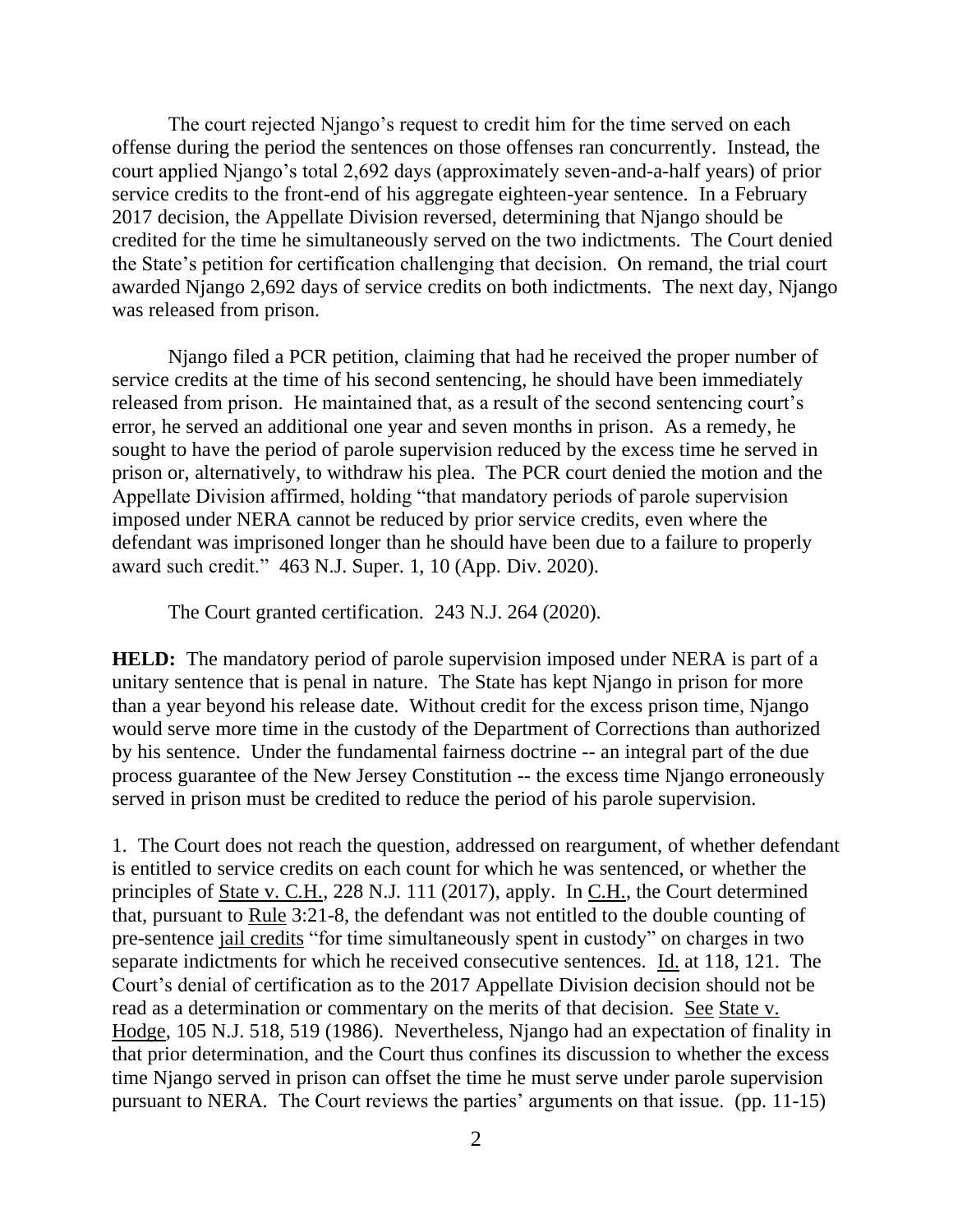The court rejected Njango's request to credit him for the time served on each offense during the period the sentences on those offenses ran concurrently. Instead, the court applied Njango's total 2,692 days (approximately seven-and-a-half years) of prior service credits to the front-end of his aggregate eighteen-year sentence. In a February 2017 decision, the Appellate Division reversed, determining that Njango should be credited for the time he simultaneously served on the two indictments. The Court denied the State's petition for certification challenging that decision. On remand, the trial court awarded Njango 2,692 days of service credits on both indictments. The next day, Njango was released from prison.

Njango filed a PCR petition, claiming that had he received the proper number of service credits at the time of his second sentencing, he should have been immediately released from prison. He maintained that, as a result of the second sentencing court's error, he served an additional one year and seven months in prison. As a remedy, he sought to have the period of parole supervision reduced by the excess time he served in prison or, alternatively, to withdraw his plea. The PCR court denied the motion and the Appellate Division affirmed, holding "that mandatory periods of parole supervision imposed under NERA cannot be reduced by prior service credits, even where the defendant was imprisoned longer than he should have been due to a failure to properly award such credit." 463 N.J. Super. 1, 10 (App. Div. 2020).

The Court granted certification. 243 N.J. 264 (2020).

**HELD:** The mandatory period of parole supervision imposed under NERA is part of a unitary sentence that is penal in nature. The State has kept Njango in prison for more than a year beyond his release date. Without credit for the excess prison time, Njango would serve more time in the custody of the Department of Corrections than authorized by his sentence. Under the fundamental fairness doctrine -- an integral part of the due process guarantee of the New Jersey Constitution -- the excess time Njango erroneously served in prison must be credited to reduce the period of his parole supervision.

1. The Court does not reach the question, addressed on reargument, of whether defendant is entitled to service credits on each count for which he was sentenced, or whether the principles of State v. C.H., 228 N.J. 111 (2017), apply. In C.H., the Court determined that, pursuant to Rule 3:21-8, the defendant was not entitled to the double counting of pre-sentence jail credits "for time simultaneously spent in custody" on charges in two separate indictments for which he received consecutive sentences. Id. at 118, 121. The Court's denial of certification as to the 2017 Appellate Division decision should not be read as a determination or commentary on the merits of that decision. See State v. Hodge, 105 N.J. 518, 519 (1986). Nevertheless, Njango had an expectation of finality in that prior determination, and the Court thus confines its discussion to whether the excess time Njango served in prison can offset the time he must serve under parole supervision pursuant to NERA. The Court reviews the parties' arguments on that issue. (pp. 11-15)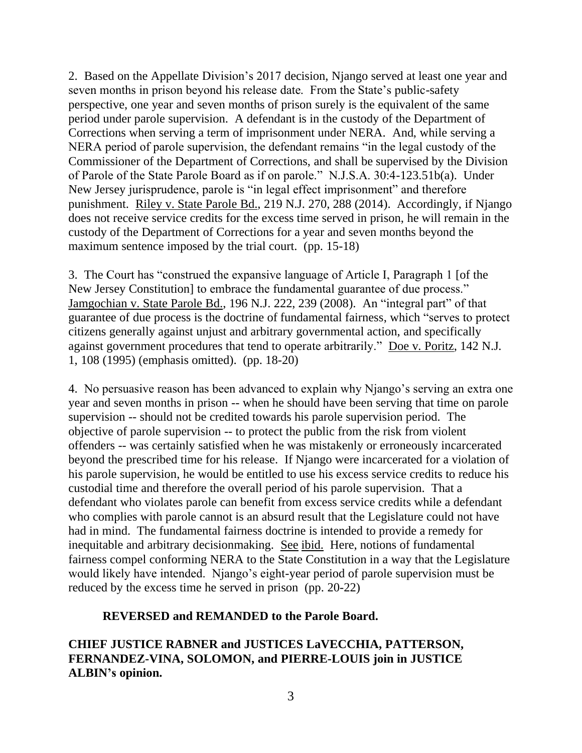2. Based on the Appellate Division's 2017 decision, Njango served at least one year and seven months in prison beyond his release date. From the State's public-safety perspective, one year and seven months of prison surely is the equivalent of the same period under parole supervision. A defendant is in the custody of the Department of Corrections when serving a term of imprisonment under NERA. And, while serving a NERA period of parole supervision, the defendant remains "in the legal custody of the Commissioner of the Department of Corrections, and shall be supervised by the Division of Parole of the State Parole Board as if on parole." N.J.S.A. 30:4-123.51b(a). Under New Jersey jurisprudence, parole is "in legal effect imprisonment" and therefore punishment. Riley v. State Parole Bd., 219 N.J. 270, 288 (2014). Accordingly, if Njango does not receive service credits for the excess time served in prison, he will remain in the custody of the Department of Corrections for a year and seven months beyond the maximum sentence imposed by the trial court. (pp. 15-18)

3. The Court has "construed the expansive language of Article I, Paragraph 1 [of the New Jersey Constitution] to embrace the fundamental guarantee of due process." Jamgochian v. State Parole Bd., 196 N.J. 222, 239 (2008). An "integral part" of that guarantee of due process is the doctrine of fundamental fairness, which "serves to protect citizens generally against unjust and arbitrary governmental action, and specifically against government procedures that tend to operate arbitrarily." Doe v. Poritz, 142 N.J. 1, 108 (1995) (emphasis omitted). (pp. 18-20)

4. No persuasive reason has been advanced to explain why Njango's serving an extra one year and seven months in prison -- when he should have been serving that time on parole supervision -- should not be credited towards his parole supervision period. The objective of parole supervision -- to protect the public from the risk from violent offenders -- was certainly satisfied when he was mistakenly or erroneously incarcerated beyond the prescribed time for his release. If Njango were incarcerated for a violation of his parole supervision, he would be entitled to use his excess service credits to reduce his custodial time and therefore the overall period of his parole supervision. That a defendant who violates parole can benefit from excess service credits while a defendant who complies with parole cannot is an absurd result that the Legislature could not have had in mind. The fundamental fairness doctrine is intended to provide a remedy for inequitable and arbitrary decisionmaking. See ibid. Here, notions of fundamental fairness compel conforming NERA to the State Constitution in a way that the Legislature would likely have intended. Njango's eight-year period of parole supervision must be reduced by the excess time he served in prison (pp. 20-22)

**REVERSED and REMANDED to the Parole Board.**

**CHIEF JUSTICE RABNER and JUSTICES LaVECCHIA, PATTERSON, FERNANDEZ-VINA, SOLOMON, and PIERRE-LOUIS join in JUSTICE ALBIN's opinion.**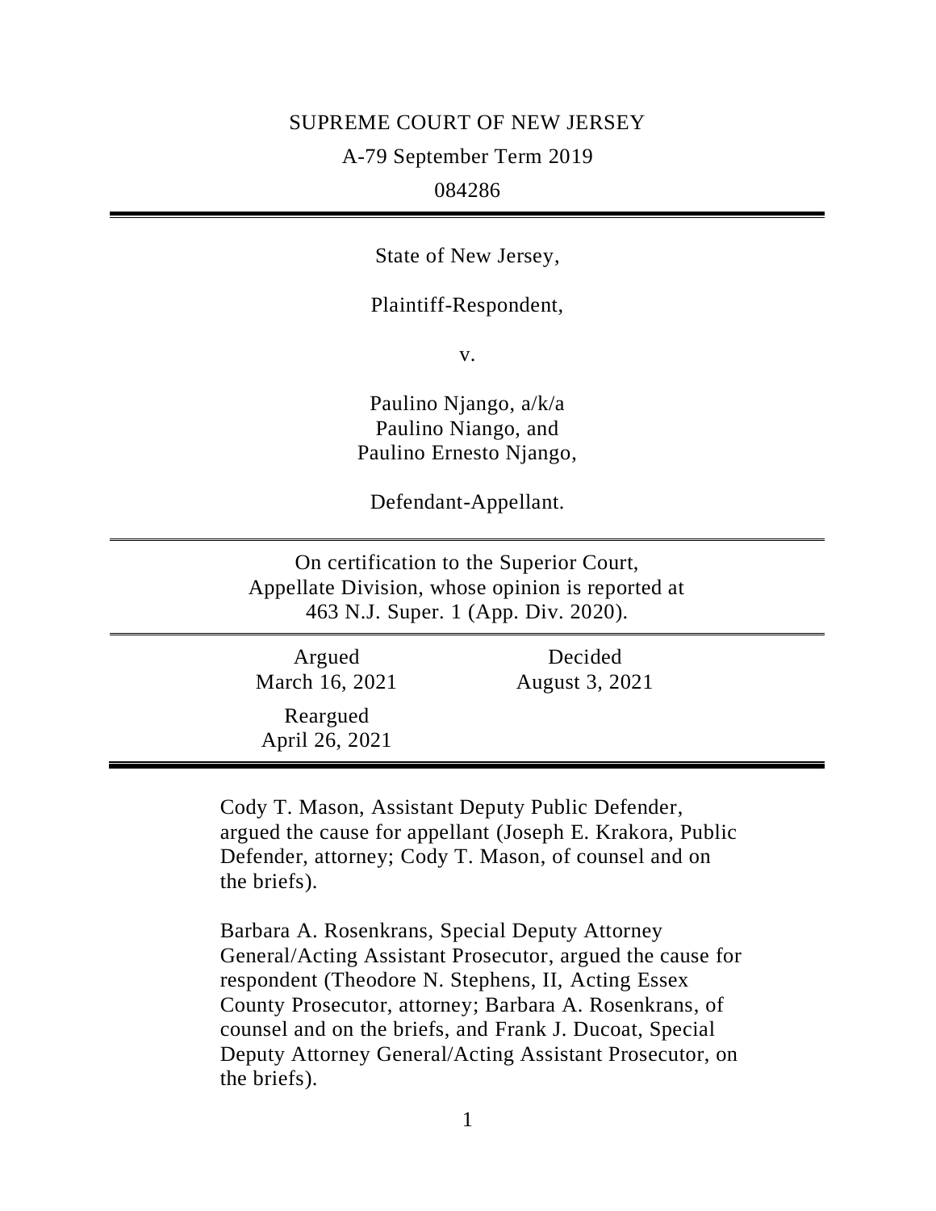SUPREME COURT OF NEW JERSEY

A-79 September Term 2019

084286

---

State of New Jersey,

Plaintiff-Respondent,

v.

Paulino Njango, a/k/a
Paulino Niango, and
Paulino Ernesto Njango,

Defendant-Appellant.

---

On certification to the Superior Court,
Appellate Division, whose opinion is reported at
463 N.J. Super. 1 (App. Div. 2020).

---

| Argued<br>March 16, 2021 | Decided<br>August 3, 2021 |
|---|---|
| Reargued<br>April 26, 2021 | |

---

Cody T. Mason, Assistant Deputy Public Defender, argued the cause for appellant (Joseph E. Krakora, Public Defender, attorney; Cody T. Mason, of counsel and on the briefs).

Barbara A. Rosenkrans, Special Deputy Attorney General/Acting Assistant Prosecutor, argued the cause for respondent (Theodore N. Stephens, II, Acting Essex County Prosecutor, attorney; Barbara A. Rosenkrans, of counsel and on the briefs, and Frank J. Ducoat, Special Deputy Attorney General/Acting Assistant Prosecutor, on the briefs).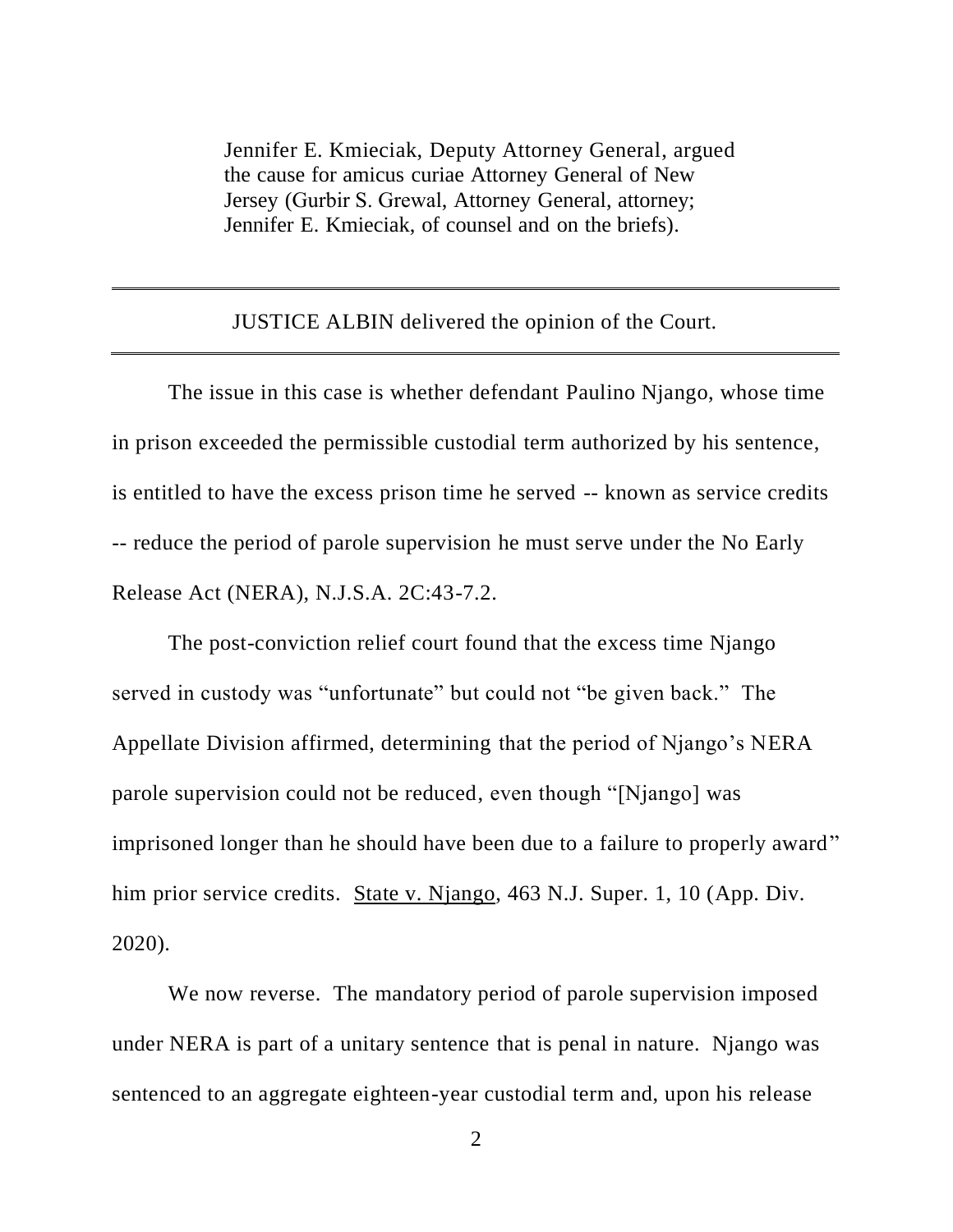Jennifer E. Kmieciak, Deputy Attorney General, argued the cause for amicus curiae Attorney General of New Jersey (Gurbir S. Grewal, Attorney General, attorney; Jennifer E. Kmieciak, of counsel and on the briefs).

---

JUSTICE ALBIN delivered the opinion of the Court.

---

The issue in this case is whether defendant Paulino Njango, whose time in prison exceeded the permissible custodial term authorized by his sentence, is entitled to have the excess prison time he served -- known as service credits -- reduce the period of parole supervision he must serve under the No Early Release Act (NERA), N.J.S.A. 2C:43-7.2.

The post-conviction relief court found that the excess time Njango served in custody was "unfortunate" but could not "be given back." The Appellate Division affirmed, determining that the period of Njango's NERA parole supervision could not be reduced, even though "[Njango] was imprisoned longer than he should have been due to a failure to properly award" him prior service credits. State v. Njango, 463 N.J. Super. 1, 10 (App. Div. 2020).

We now reverse. The mandatory period of parole supervision imposed under NERA is part of a unitary sentence that is penal in nature. Njango was sentenced to an aggregate eighteen-year custodial term and, upon his release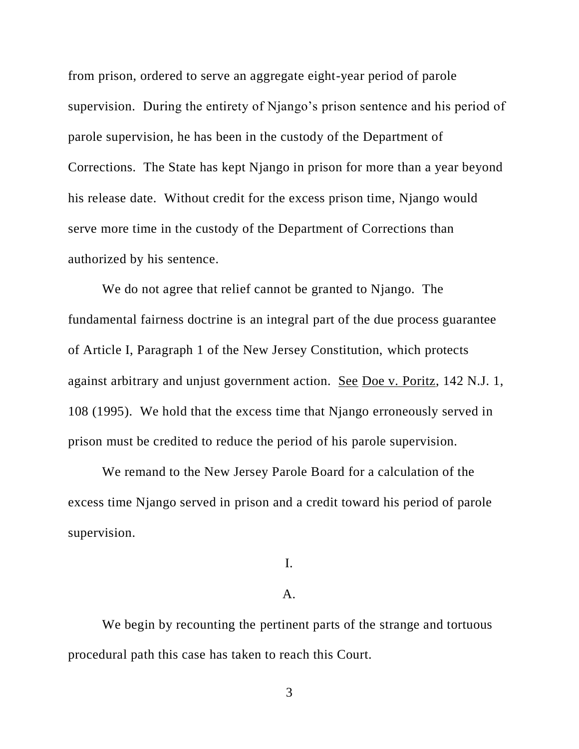from prison, ordered to serve an aggregate eight-year period of parole supervision. During the entirety of Njango's prison sentence and his period of parole supervision, he has been in the custody of the Department of Corrections. The State has kept Njango in prison for more than a year beyond his release date. Without credit for the excess prison time, Njango would serve more time in the custody of the Department of Corrections than authorized by his sentence.

We do not agree that relief cannot be granted to Njango. The fundamental fairness doctrine is an integral part of the due process guarantee of Article I, Paragraph 1 of the New Jersey Constitution, which protects against arbitrary and unjust government action. See Doe v. Poritz, 142 N.J. 1, 108 (1995). We hold that the excess time that Njango erroneously served in prison must be credited to reduce the period of his parole supervision.

We remand to the New Jersey Parole Board for a calculation of the excess time Njango served in prison and a credit toward his period of parole supervision.

## I.

### A.

We begin by recounting the pertinent parts of the strange and tortuous procedural path this case has taken to reach this Court.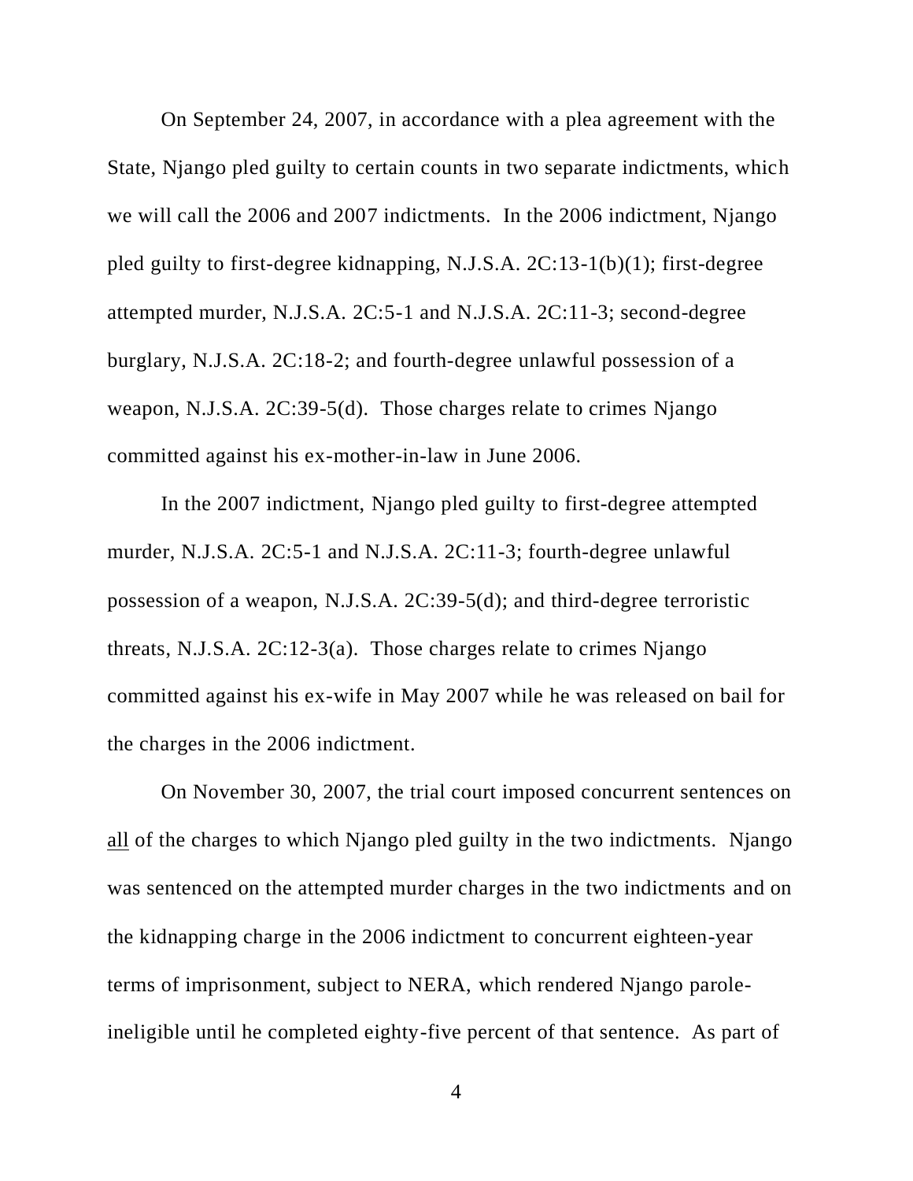On September 24, 2007, in accordance with a plea agreement with the State, Njango pled guilty to certain counts in two separate indictments, which we will call the 2006 and 2007 indictments. In the 2006 indictment, Njango pled guilty to first-degree kidnapping, N.J.S.A. 2C:13-1(b)(1); first-degree attempted murder, N.J.S.A. 2C:5-1 and N.J.S.A. 2C:11-3; second-degree burglary, N.J.S.A. 2C:18-2; and fourth-degree unlawful possession of a weapon, N.J.S.A. 2C:39-5(d). Those charges relate to crimes Njango committed against his ex-mother-in-law in June 2006.

In the 2007 indictment, Njango pled guilty to first-degree attempted murder, N.J.S.A. 2C:5-1 and N.J.S.A. 2C:11-3; fourth-degree unlawful possession of a weapon, N.J.S.A. 2C:39-5(d); and third-degree terroristic threats, N.J.S.A. 2C:12-3(a). Those charges relate to crimes Njango committed against his ex-wife in May 2007 while he was released on bail for the charges in the 2006 indictment.

On November 30, 2007, the trial court imposed concurrent sentences on <u>all</u> of the charges to which Njango pled guilty in the two indictments. Njango was sentenced on the attempted murder charges in the two indictments and on the kidnapping charge in the 2006 indictment to concurrent eighteen-year terms of imprisonment, subject to NERA, which rendered Njango parole-ineligible until he completed eighty-five percent of that sentence. As part of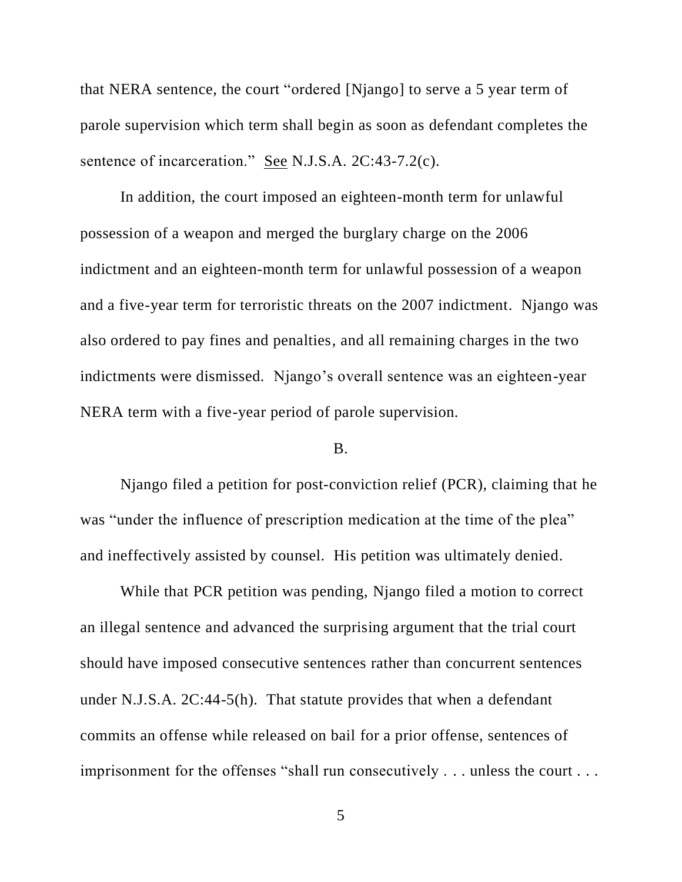that NERA sentence, the court "ordered [Njango] to serve a 5 year term of parole supervision which term shall begin as soon as defendant completes the sentence of incarceration." See N.J.S.A. 2C:43-7.2(c).

In addition, the court imposed an eighteen-month term for unlawful possession of a weapon and merged the burglary charge on the 2006 indictment and an eighteen-month term for unlawful possession of a weapon and a five-year term for terroristic threats on the 2007 indictment. Njango was also ordered to pay fines and penalties, and all remaining charges in the two indictments were dismissed. Njango's overall sentence was an eighteen-year NERA term with a five-year period of parole supervision.

B.

Njango filed a petition for post-conviction relief (PCR), claiming that he was "under the influence of prescription medication at the time of the plea" and ineffectively assisted by counsel. His petition was ultimately denied.

While that PCR petition was pending, Njango filed a motion to correct an illegal sentence and advanced the surprising argument that the trial court should have imposed consecutive sentences rather than concurrent sentences under N.J.S.A. 2C:44-5(h). That statute provides that when a defendant commits an offense while released on bail for a prior offense, sentences of imprisonment for the offenses "shall run consecutively . . . unless the court . . .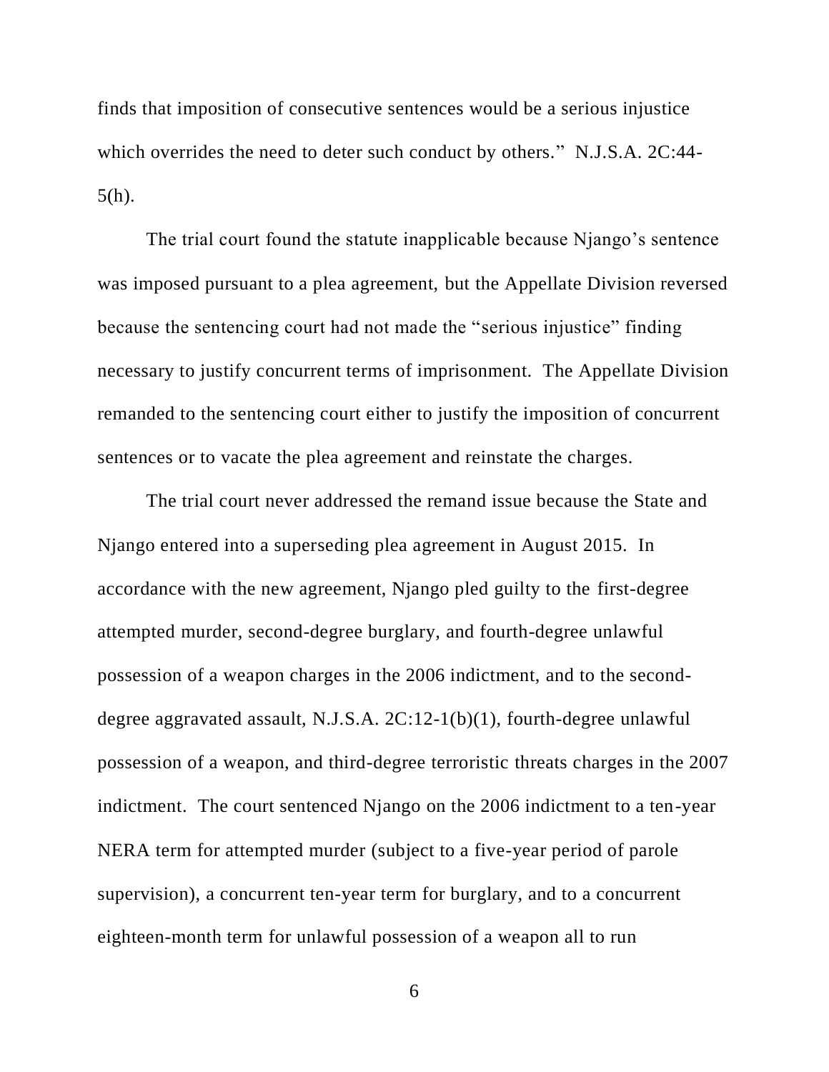finds that imposition of consecutive sentences would be a serious injustice which overrides the need to deter such conduct by others." N.J.S.A. 2C:44-5(h).

The trial court found the statute inapplicable because Njango's sentence was imposed pursuant to a plea agreement, but the Appellate Division reversed because the sentencing court had not made the "serious injustice" finding necessary to justify concurrent terms of imprisonment. The Appellate Division remanded to the sentencing court either to justify the imposition of concurrent sentences or to vacate the plea agreement and reinstate the charges.

The trial court never addressed the remand issue because the State and Njango entered into a superseding plea agreement in August 2015. In accordance with the new agreement, Njango pled guilty to the first-degree attempted murder, second-degree burglary, and fourth-degree unlawful possession of a weapon charges in the 2006 indictment, and to the second-degree aggravated assault, N.J.S.A. 2C:12-1(b)(1), fourth-degree unlawful possession of a weapon, and third-degree terroristic threats charges in the 2007 indictment. The court sentenced Njango on the 2006 indictment to a ten-year NERA term for attempted murder (subject to a five-year period of parole supervision), a concurrent ten-year term for burglary, and to a concurrent eighteen-month term for unlawful possession of a weapon all to run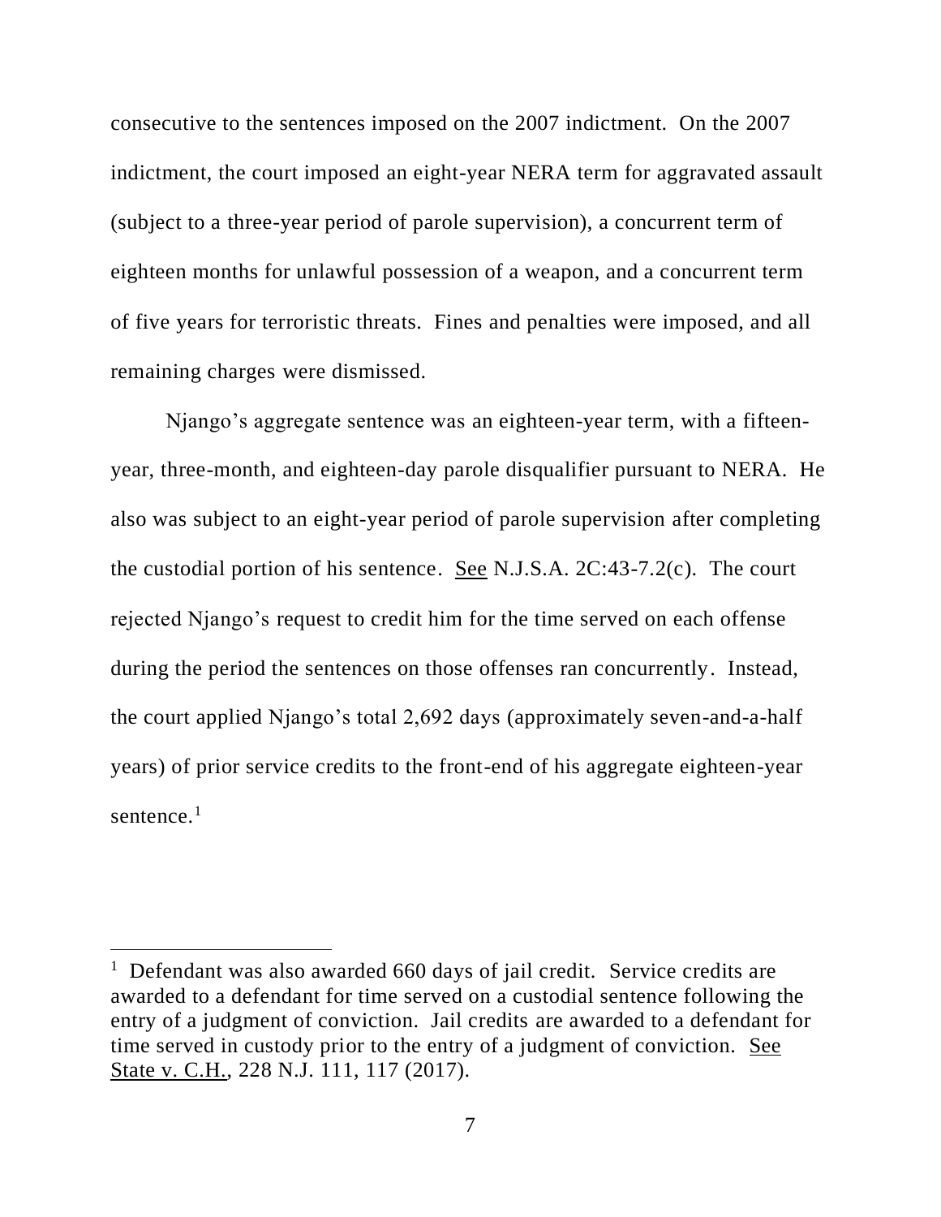consecutive to the sentences imposed on the 2007 indictment. On the 2007 indictment, the court imposed an eight-year NERA term for aggravated assault (subject to a three-year period of parole supervision), a concurrent term of eighteen months for unlawful possession of a weapon, and a concurrent term of five years for terroristic threats. Fines and penalties were imposed, and all remaining charges were dismissed.

Njango's aggregate sentence was an eighteen-year term, with a fifteen-year, three-month, and eighteen-day parole disqualifier pursuant to NERA. He also was subject to an eight-year period of parole supervision after completing the custodial portion of his sentence. See N.J.S.A. 2C:43-7.2(c). The court rejected Njango's request to credit him for the time served on each offense during the period the sentences on those offenses ran concurrently. Instead, the court applied Njango's total 2,692 days (approximately seven-and-a-half years) of prior service credits to the front-end of his aggregate eighteen-year sentence.[1]

---

[1] Defendant was also awarded 660 days of jail credit. Service credits are awarded to a defendant for time served on a custodial sentence following the entry of a judgment of conviction. Jail credits are awarded to a defendant for time served in custody prior to the entry of a judgment of conviction. See State v. C.H., 228 N.J. 111, 117 (2017).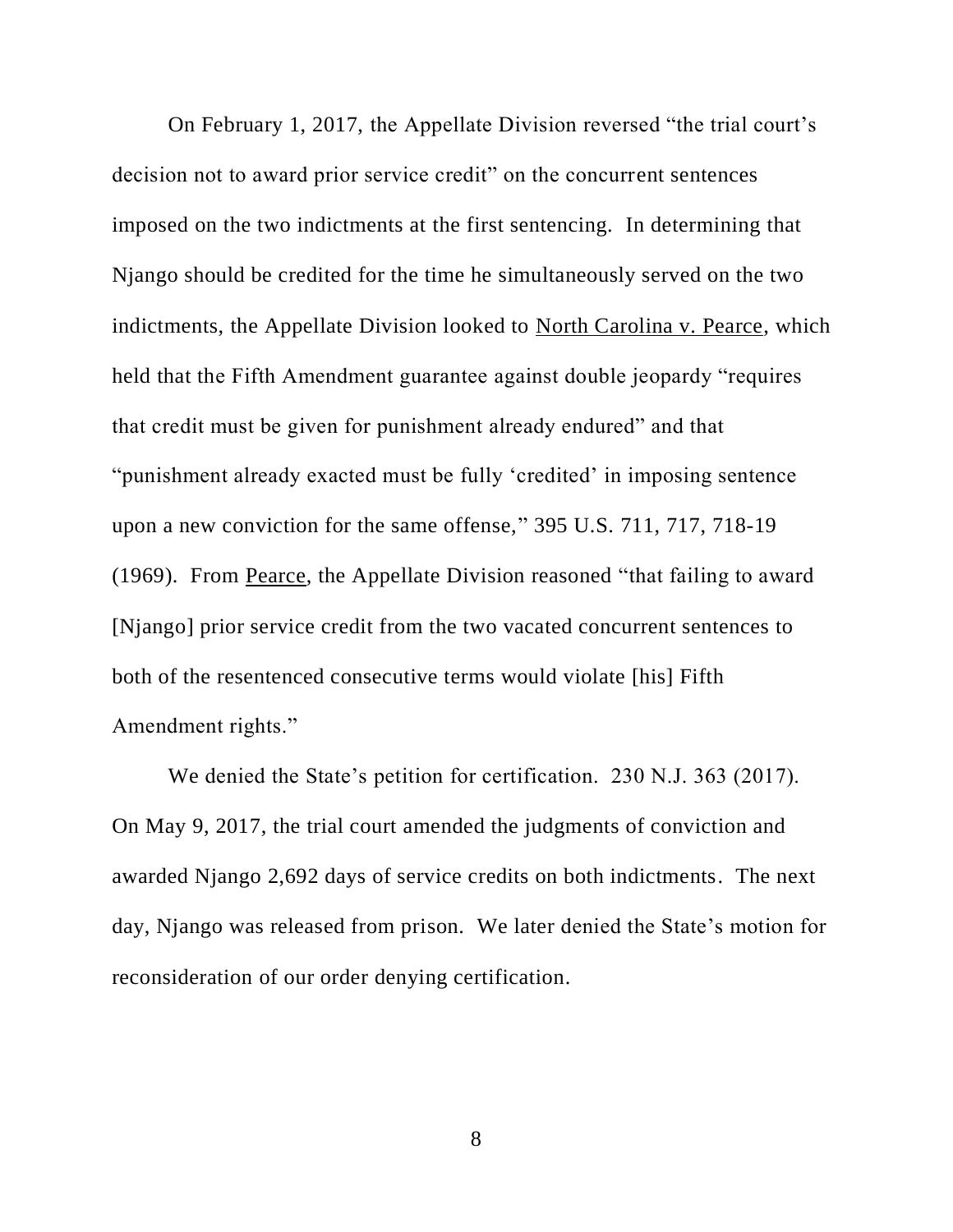On February 1, 2017, the Appellate Division reversed "the trial court's decision not to award prior service credit" on the concurrent sentences imposed on the two indictments at the first sentencing. In determining that Njango should be credited for the time he simultaneously served on the two indictments, the Appellate Division looked to North Carolina v. Pearce, which held that the Fifth Amendment guarantee against double jeopardy "requires that credit must be given for punishment already endured" and that "punishment already exacted must be fully 'credited' in imposing sentence upon a new conviction for the same offense," 395 U.S. 711, 717, 718-19 (1969). From Pearce, the Appellate Division reasoned "that failing to award [Njango] prior service credit from the two vacated concurrent sentences to both of the resentenced consecutive terms would violate [his] Fifth Amendment rights."

We denied the State's petition for certification. 230 N.J. 363 (2017). On May 9, 2017, the trial court amended the judgments of conviction and awarded Njango 2,692 days of service credits on both indictments. The next day, Njango was released from prison. We later denied the State's motion for reconsideration of our order denying certification.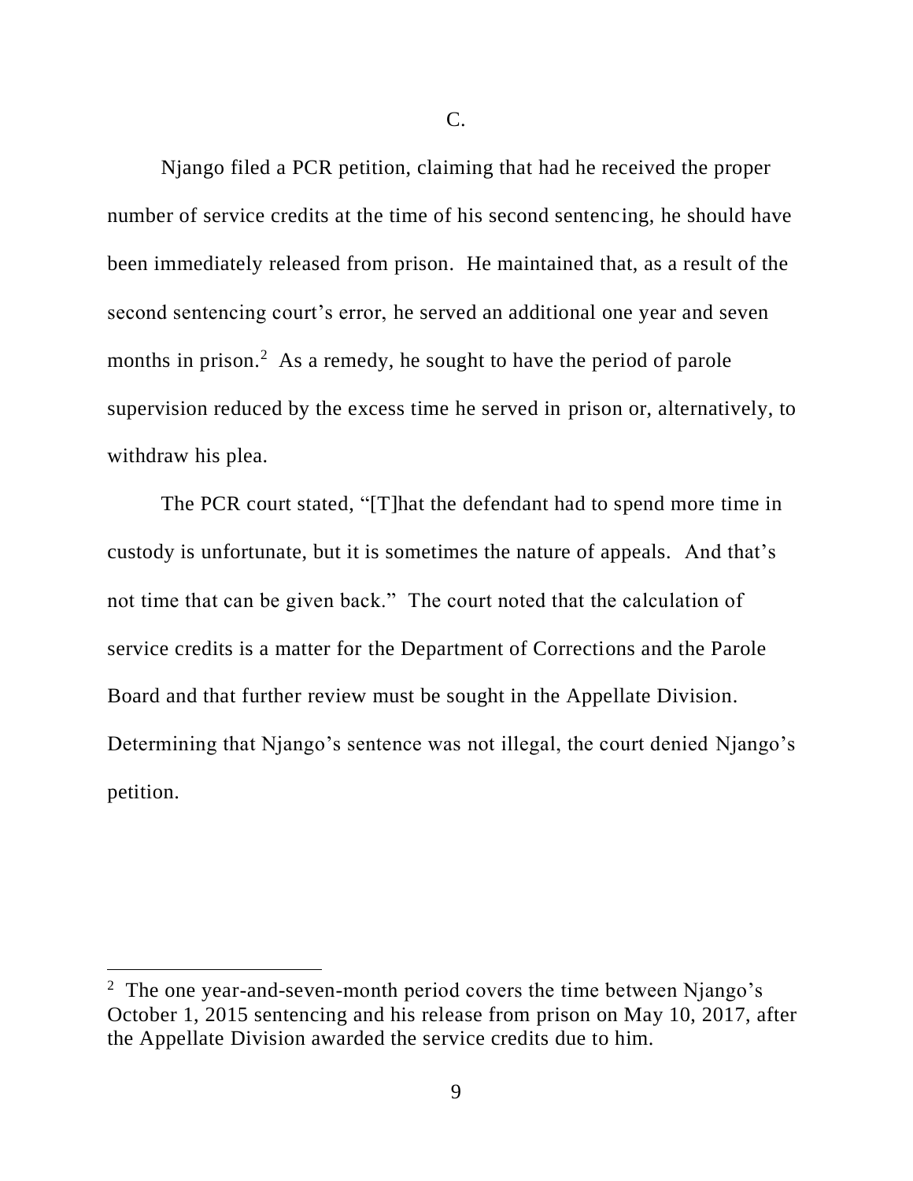C.

Njango filed a PCR petition, claiming that had he received the proper number of service credits at the time of his second sentencing, he should have been immediately released from prison. He maintained that, as a result of the second sentencing court's error, he served an additional one year and seven months in prison.[2] As a remedy, he sought to have the period of parole supervision reduced by the excess time he served in prison or, alternatively, to withdraw his plea.

The PCR court stated, "[T]hat the defendant had to spend more time in custody is unfortunate, but it is sometimes the nature of appeals. And that's not time that can be given back." The court noted that the calculation of service credits is a matter for the Department of Corrections and the Parole Board and that further review must be sought in the Appellate Division. Determining that Njango's sentence was not illegal, the court denied Njango's petition.

---

[2] The one year-and-seven-month period covers the time between Njango's October 1, 2015 sentencing and his release from prison on May 10, 2017, after the Appellate Division awarded the service credits due to him.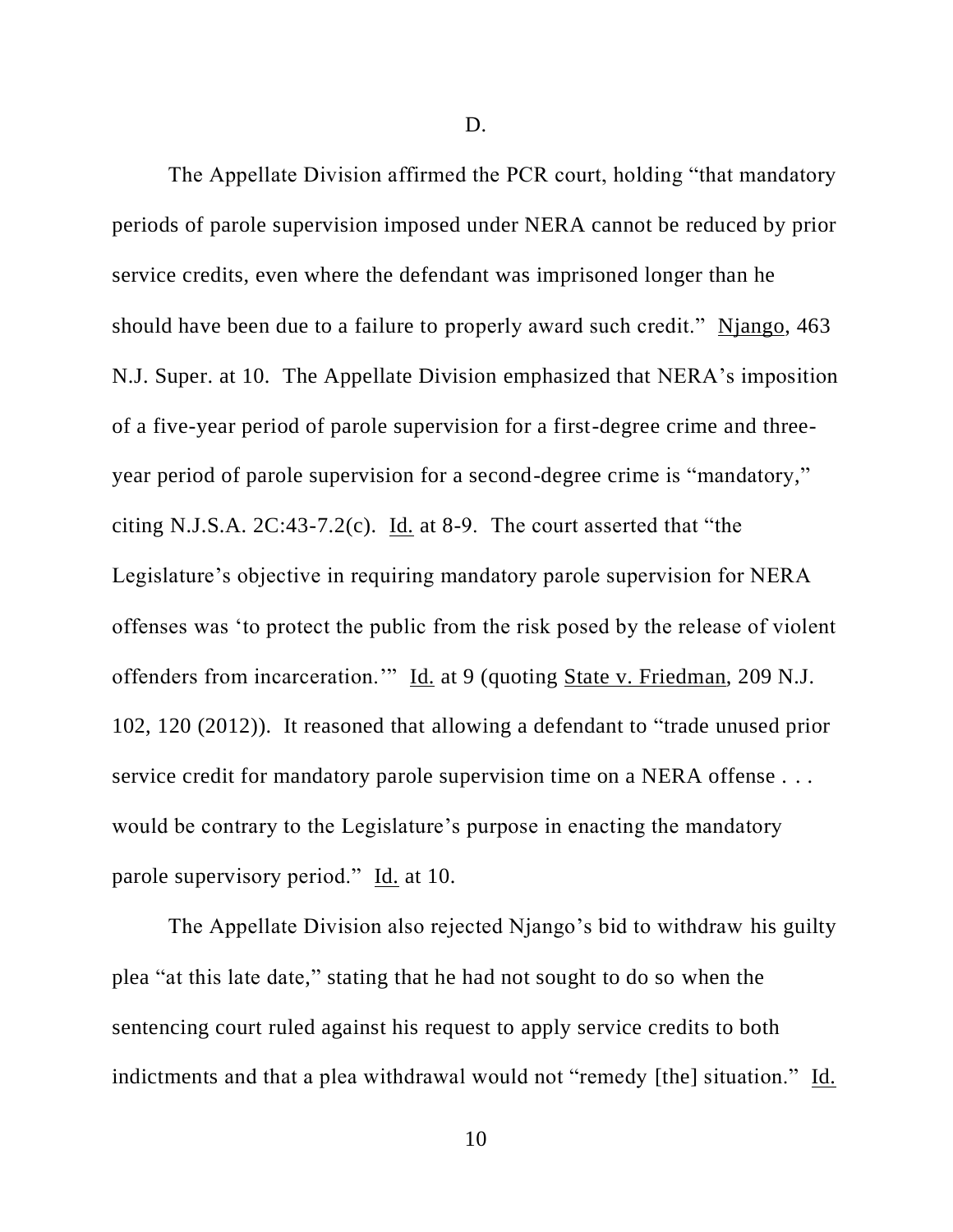D.

The Appellate Division affirmed the PCR court, holding "that mandatory periods of parole supervision imposed under NERA cannot be reduced by prior service credits, even where the defendant was imprisoned longer than he should have been due to a failure to properly award such credit." Njango, 463 N.J. Super. at 10. The Appellate Division emphasized that NERA's imposition of a five-year period of parole supervision for a first-degree crime and three-year period of parole supervision for a second-degree crime is "mandatory," citing N.J.S.A. 2C:43-7.2(c). Id. at 8-9. The court asserted that "the Legislature's objective in requiring mandatory parole supervision for NERA offenses was 'to protect the public from the risk posed by the release of violent offenders from incarceration.'" Id. at 9 (quoting State v. Friedman, 209 N.J. 102, 120 (2012)). It reasoned that allowing a defendant to "trade unused prior service credit for mandatory parole supervision time on a NERA offense . . . would be contrary to the Legislature's purpose in enacting the mandatory parole supervisory period." Id. at 10.

The Appellate Division also rejected Njango's bid to withdraw his guilty plea "at this late date," stating that he had not sought to do so when the sentencing court ruled against his request to apply service credits to both indictments and that a plea withdrawal would not "remedy [the] situation." Id.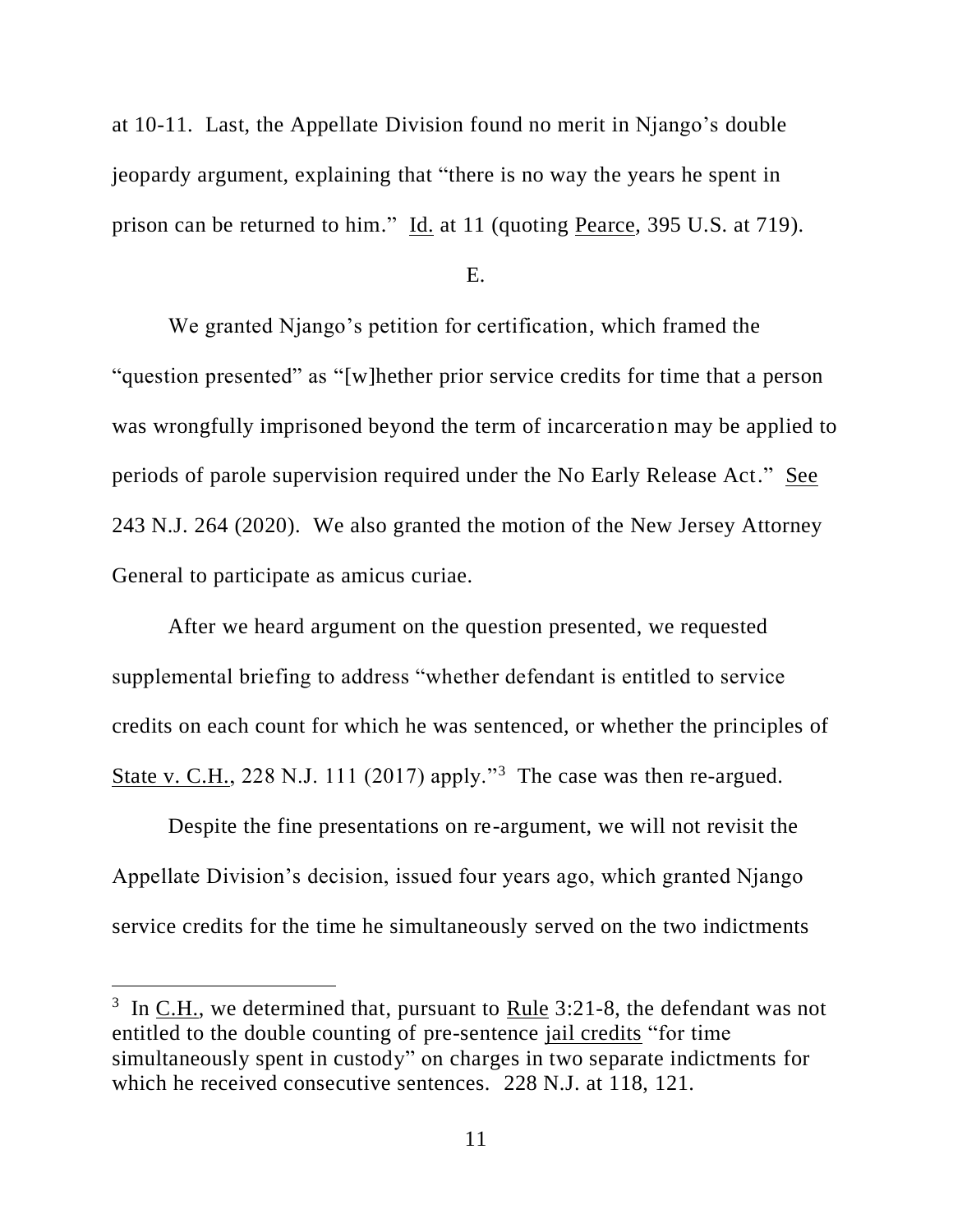at 10-11. Last, the Appellate Division found no merit in Njango's double jeopardy argument, explaining that "there is no way the years he spent in prison can be returned to him." Id. at 11 (quoting Pearce, 395 U.S. at 719).

E.

We granted Njango's petition for certification, which framed the "question presented" as "[w]hether prior service credits for time that a person was wrongfully imprisoned beyond the term of incarceration may be applied to periods of parole supervision required under the No Early Release Act." See 243 N.J. 264 (2020). We also granted the motion of the New Jersey Attorney General to participate as amicus curiae.

After we heard argument on the question presented, we requested supplemental briefing to address "whether defendant is entitled to service credits on each count for which he was sentenced, or whether the principles of State v. C.H., 228 N.J. 111 (2017) apply."[3] The case was then re-argued.

Despite the fine presentations on re-argument, we will not revisit the Appellate Division's decision, issued four years ago, which granted Njango service credits for the time he simultaneously served on the two indictments

[3] In C.H., we determined that, pursuant to Rule 3:21-8, the defendant was not entitled to the double counting of pre-sentence jail credits "for time simultaneously spent in custody" on charges in two separate indictments for which he received consecutive sentences. 228 N.J. at 118, 121.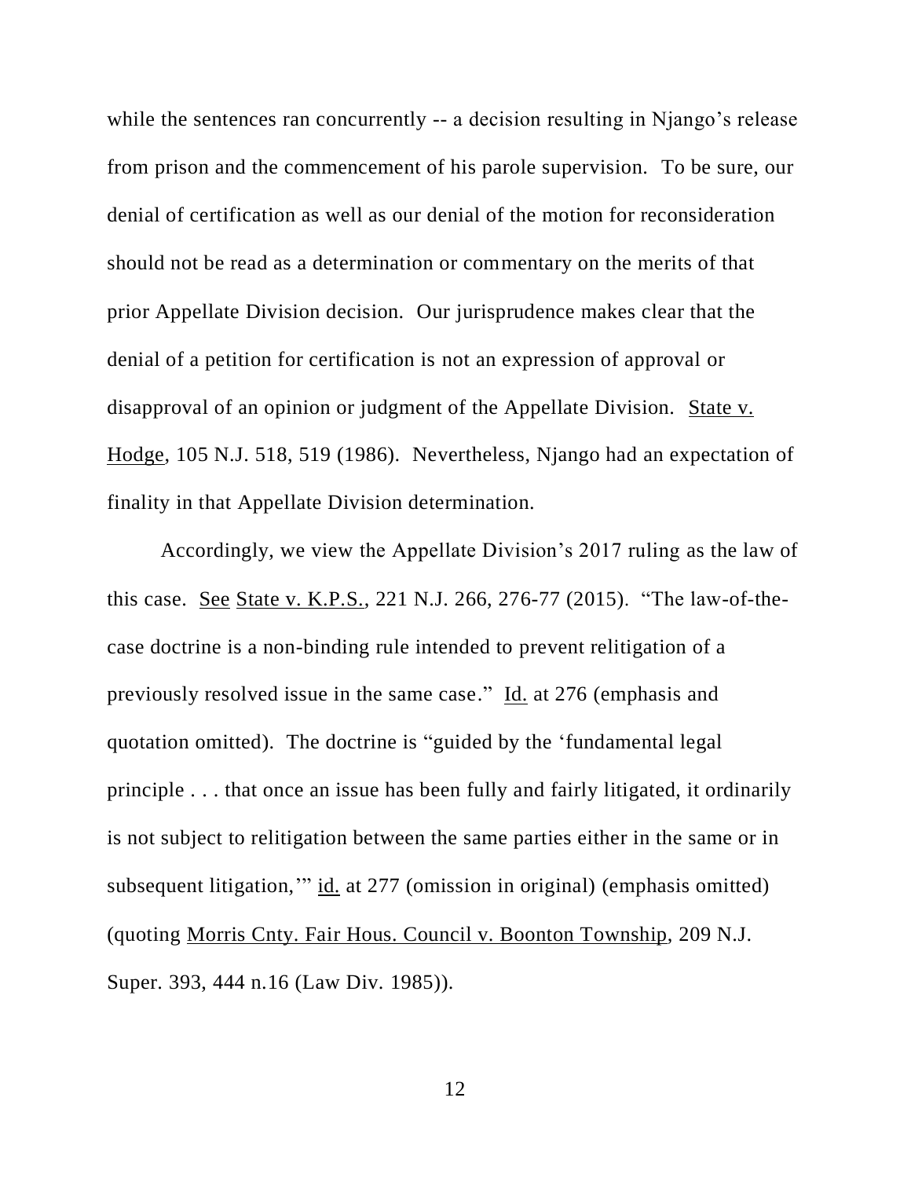while the sentences ran concurrently -- a decision resulting in Njango's release from prison and the commencement of his parole supervision. To be sure, our denial of certification as well as our denial of the motion for reconsideration should not be read as a determination or commentary on the merits of that prior Appellate Division decision. Our jurisprudence makes clear that the denial of a petition for certification is not an expression of approval or disapproval of an opinion or judgment of the Appellate Division. State v. Hodge, 105 N.J. 518, 519 (1986). Nevertheless, Njango had an expectation of finality in that Appellate Division determination.

Accordingly, we view the Appellate Division's 2017 ruling as the law of this case. See State v. K.P.S., 221 N.J. 266, 276-77 (2015). "The law-of-the-case doctrine is a non-binding rule intended to prevent relitigation of a previously resolved issue in the same case." Id. at 276 (emphasis and quotation omitted). The doctrine is "guided by the 'fundamental legal principle . . . that once an issue has been fully and fairly litigated, it ordinarily is not subject to relitigation between the same parties either in the same or in subsequent litigation,'" id. at 277 (omission in original) (emphasis omitted) (quoting Morris Cnty. Fair Hous. Council v. Boonton Township, 209 N.J. Super. 393, 444 n.16 (Law Div. 1985)).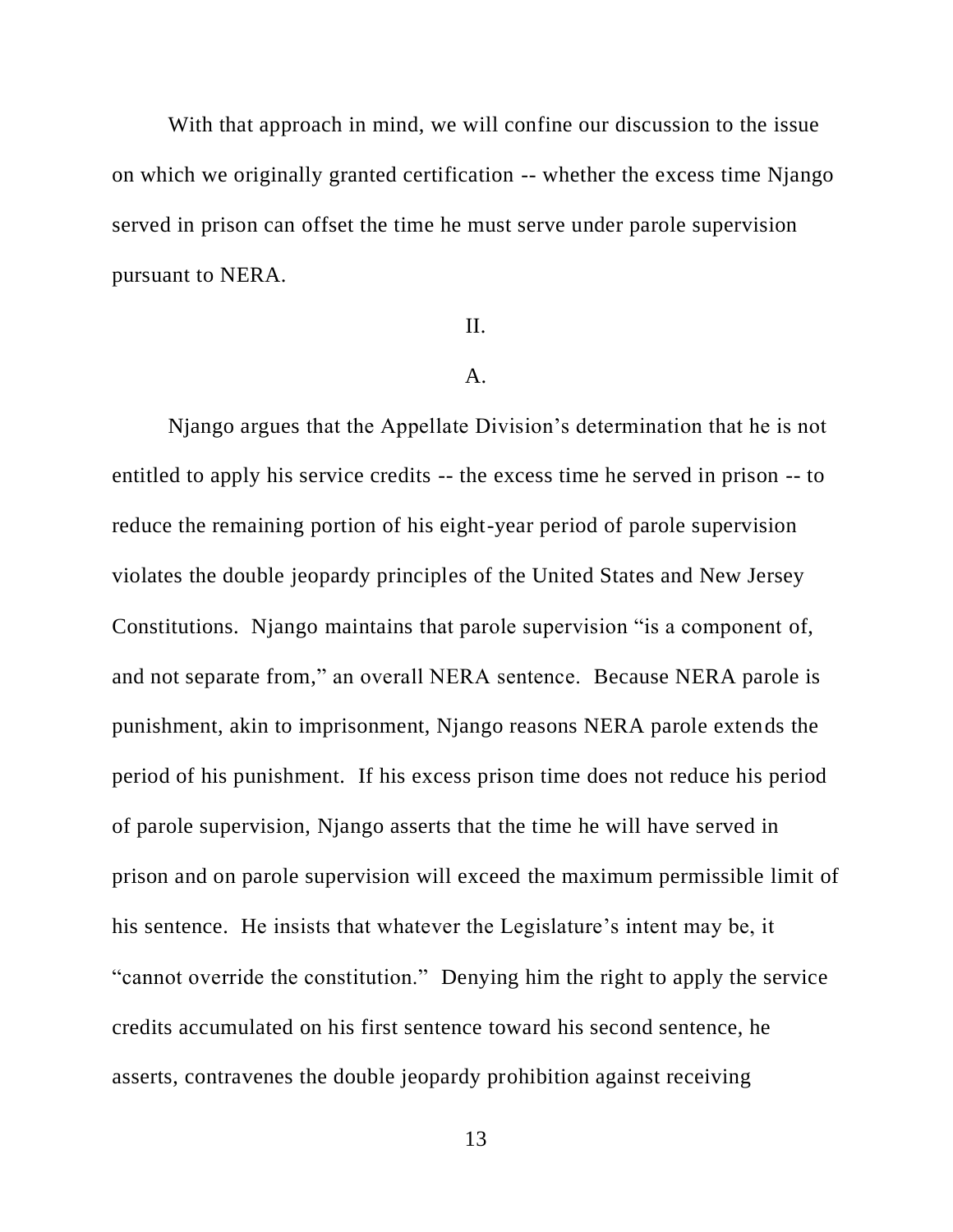With that approach in mind, we will confine our discussion to the issue on which we originally granted certification -- whether the excess time Njango served in prison can offset the time he must serve under parole supervision pursuant to NERA.

## II.

### A.

Njango argues that the Appellate Division's determination that he is not entitled to apply his service credits -- the excess time he served in prison -- to reduce the remaining portion of his eight-year period of parole supervision violates the double jeopardy principles of the United States and New Jersey Constitutions. Njango maintains that parole supervision "is a component of, and not separate from," an overall NERA sentence. Because NERA parole is punishment, akin to imprisonment, Njango reasons NERA parole extends the period of his punishment. If his excess prison time does not reduce his period of parole supervision, Njango asserts that the time he will have served in prison and on parole supervision will exceed the maximum permissible limit of his sentence. He insists that whatever the Legislature's intent may be, it "cannot override the constitution." Denying him the right to apply the service credits accumulated on his first sentence toward his second sentence, he asserts, contravenes the double jeopardy prohibition against receiving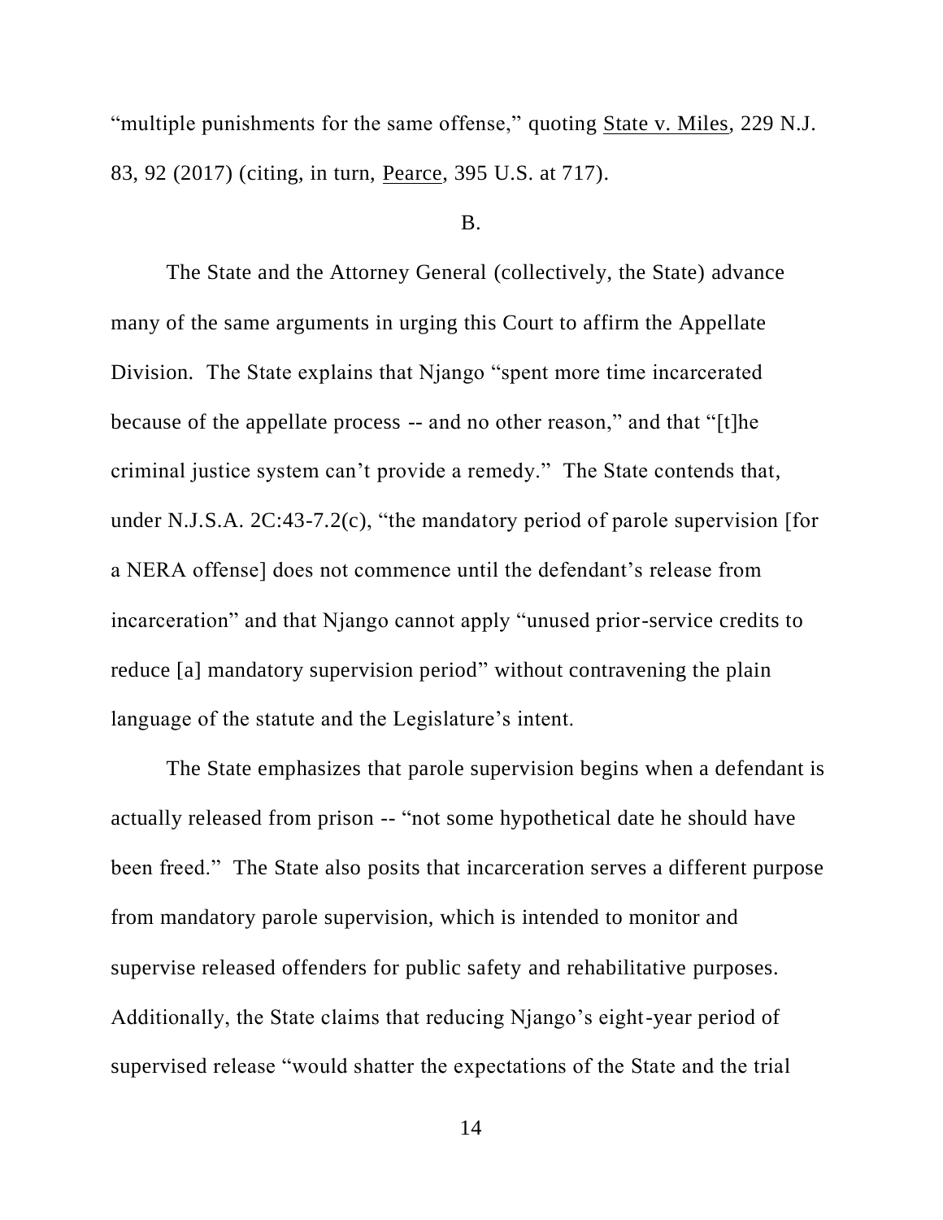"multiple punishments for the same offense," quoting State v. Miles, 229 N.J. 83, 92 (2017) (citing, in turn, Pearce, 395 U.S. at 717).

B.

The State and the Attorney General (collectively, the State) advance many of the same arguments in urging this Court to affirm the Appellate Division. The State explains that Njango "spent more time incarcerated because of the appellate process -- and no other reason," and that "[t]he criminal justice system can't provide a remedy." The State contends that, under N.J.S.A. 2C:43-7.2(c), "the mandatory period of parole supervision [for a NERA offense] does not commence until the defendant's release from incarceration" and that Njango cannot apply "unused prior-service credits to reduce [a] mandatory supervision period" without contravening the plain language of the statute and the Legislature's intent.

The State emphasizes that parole supervision begins when a defendant is actually released from prison -- "not some hypothetical date he should have been freed." The State also posits that incarceration serves a different purpose from mandatory parole supervision, which is intended to monitor and supervise released offenders for public safety and rehabilitative purposes. Additionally, the State claims that reducing Njango's eight-year period of supervised release "would shatter the expectations of the State and the trial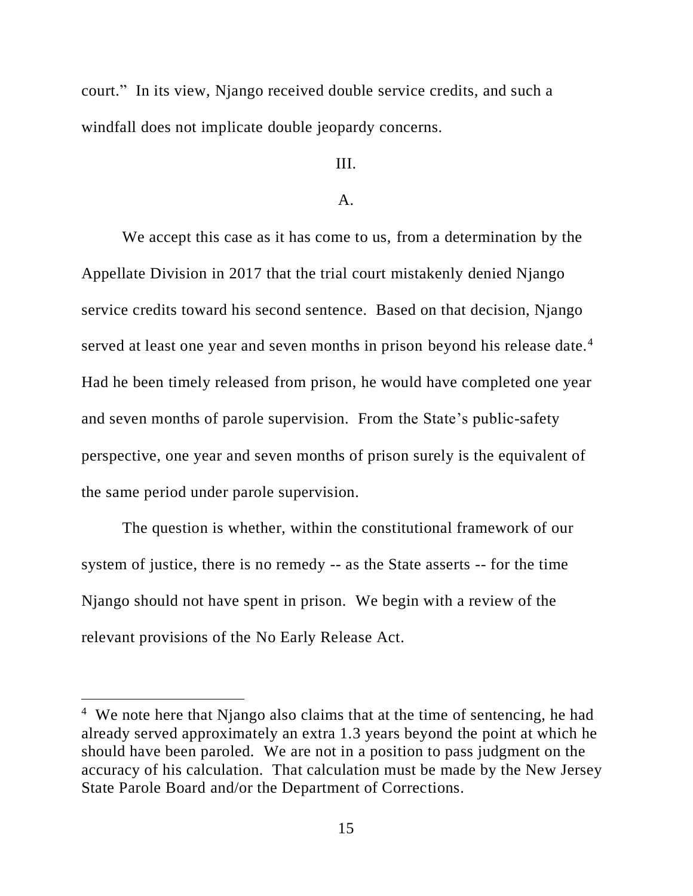court." In its view, Njango received double service credits, and such a windfall does not implicate double jeopardy concerns.

## III.

### A.

We accept this case as it has come to us, from a determination by the Appellate Division in 2017 that the trial court mistakenly denied Njango service credits toward his second sentence. Based on that decision, Njango served at least one year and seven months in prison beyond his release date.[4] Had he been timely released from prison, he would have completed one year and seven months of parole supervision. From the State's public-safety perspective, one year and seven months of prison surely is the equivalent of the same period under parole supervision.

The question is whether, within the constitutional framework of our system of justice, there is no remedy -- as the State asserts -- for the time Njango should not have spent in prison. We begin with a review of the relevant provisions of the No Early Release Act.

---

[4] We note here that Njango also claims that at the time of sentencing, he had already served approximately an extra 1.3 years beyond the point at which he should have been paroled. We are not in a position to pass judgment on the accuracy of his calculation. That calculation must be made by the New Jersey State Parole Board and/or the Department of Corrections.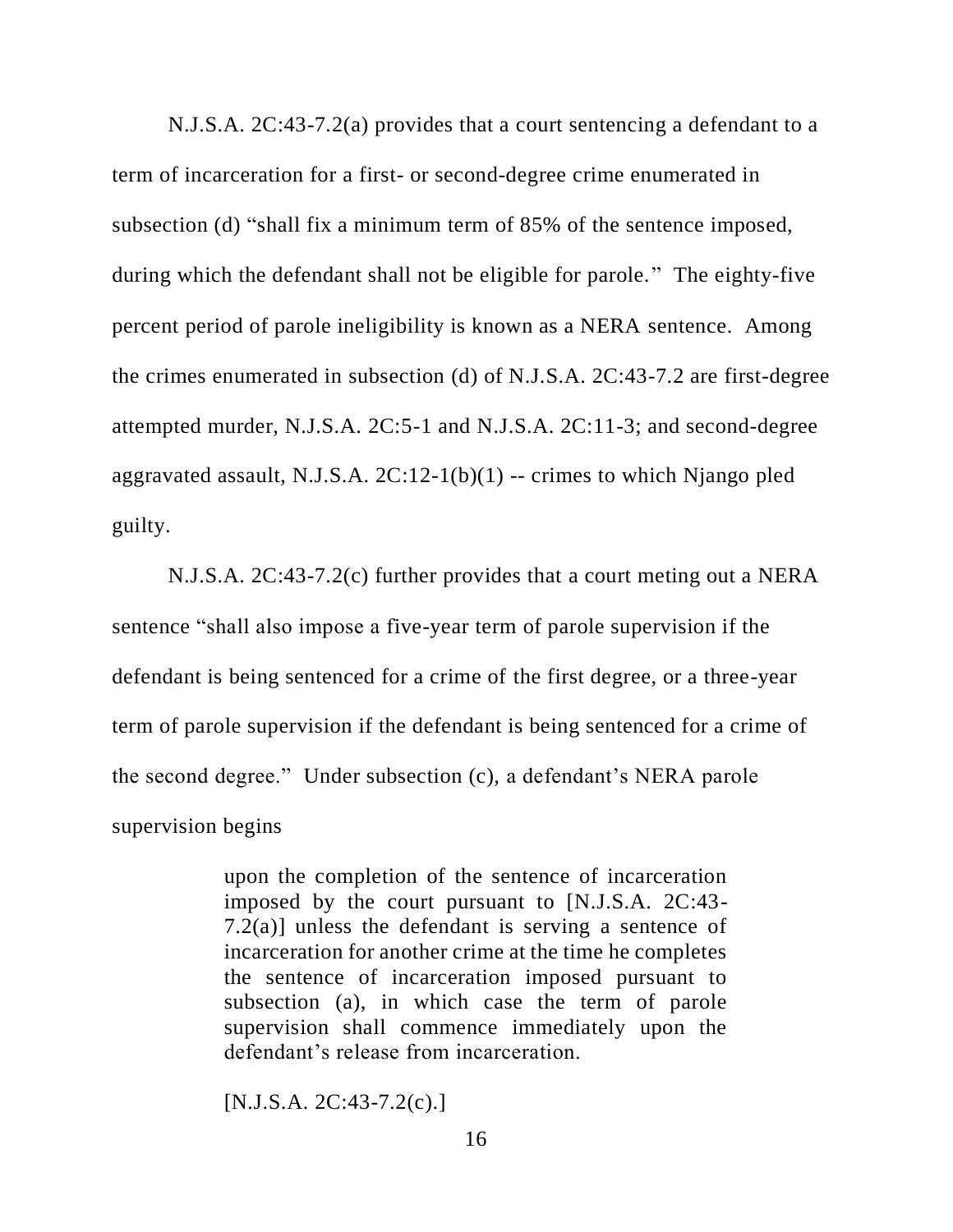N.J.S.A. 2C:43-7.2(a) provides that a court sentencing a defendant to a term of incarceration for a first- or second-degree crime enumerated in subsection (d) "shall fix a minimum term of 85% of the sentence imposed, during which the defendant shall not be eligible for parole." The eighty-five percent period of parole ineligibility is known as a NERA sentence. Among the crimes enumerated in subsection (d) of N.J.S.A. 2C:43-7.2 are first-degree attempted murder, N.J.S.A. 2C:5-1 and N.J.S.A. 2C:11-3; and second-degree aggravated assault, N.J.S.A. 2C:12-1(b)(1) -- crimes to which Njango pled guilty.

N.J.S.A. 2C:43-7.2(c) further provides that a court meting out a NERA sentence "shall also impose a five-year term of parole supervision if the defendant is being sentenced for a crime of the first degree, or a three-year term of parole supervision if the defendant is being sentenced for a crime of the second degree." Under subsection (c), a defendant's NERA parole supervision begins

> upon the completion of the sentence of incarceration imposed by the court pursuant to [N.J.S.A. 2C:43-7.2(a)] unless the defendant is serving a sentence of incarceration for another crime at the time he completes the sentence of incarceration imposed pursuant to subsection (a), in which case the term of parole supervision shall commence immediately upon the defendant's release from incarceration.
>
> [N.J.S.A. 2C:43-7.2(c).]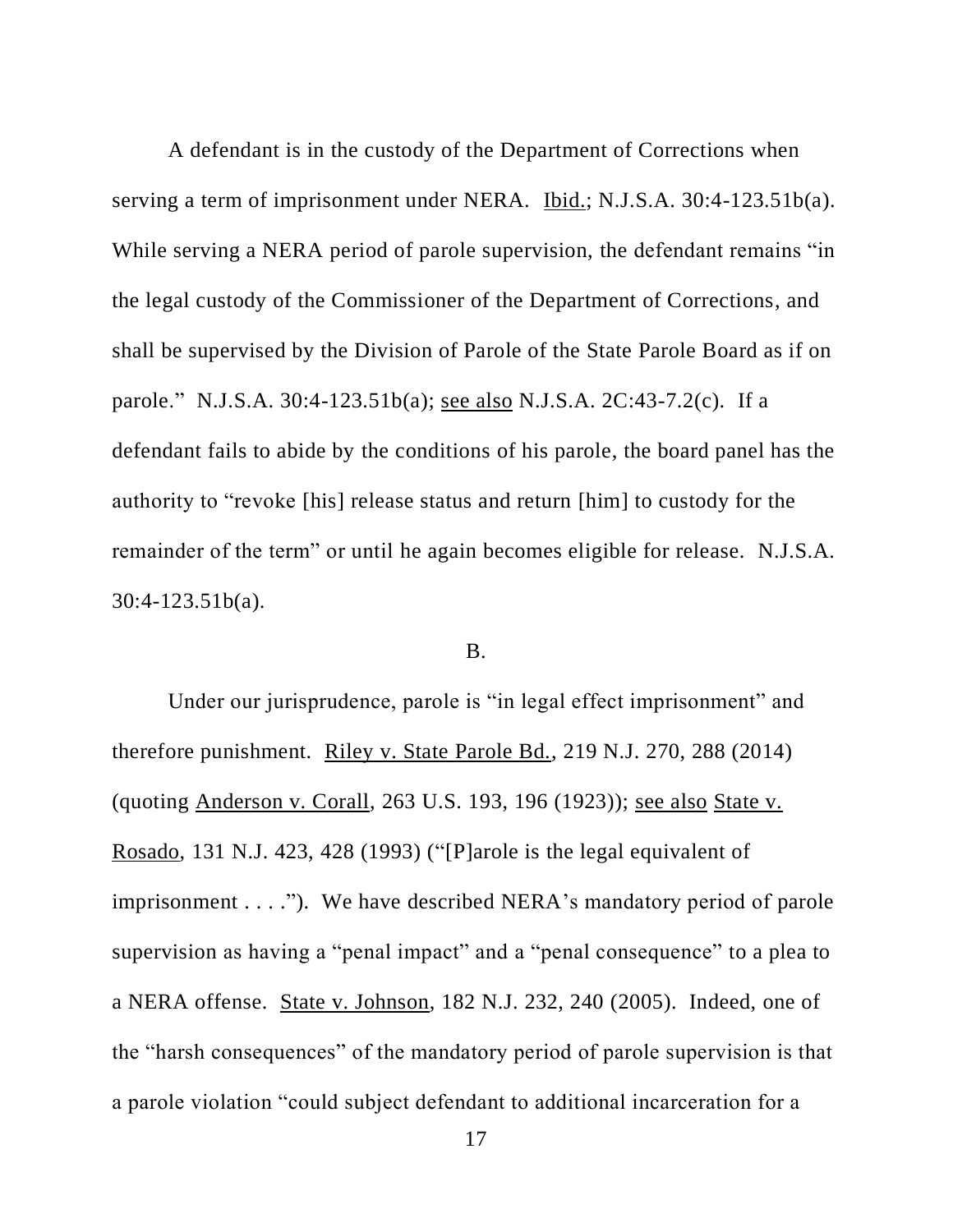A defendant is in the custody of the Department of Corrections when serving a term of imprisonment under NERA. Ibid.; N.J.S.A. 30:4-123.51b(a). While serving a NERA period of parole supervision, the defendant remains "in the legal custody of the Commissioner of the Department of Corrections, and shall be supervised by the Division of Parole of the State Parole Board as if on parole." N.J.S.A. 30:4-123.51b(a); see also N.J.S.A. 2C:43-7.2(c). If a defendant fails to abide by the conditions of his parole, the board panel has the authority to "revoke [his] release status and return [him] to custody for the remainder of the term" or until he again becomes eligible for release. N.J.S.A. 30:4-123.51b(a).

B.

Under our jurisprudence, parole is "in legal effect imprisonment" and therefore punishment. Riley v. State Parole Bd., 219 N.J. 270, 288 (2014) (quoting Anderson v. Corall, 263 U.S. 193, 196 (1923)); see also State v. Rosado, 131 N.J. 423, 428 (1993) ("[P]arole is the legal equivalent of imprisonment . . . ."). We have described NERA's mandatory period of parole supervision as having a "penal impact" and a "penal consequence" to a plea to a NERA offense. State v. Johnson, 182 N.J. 232, 240 (2005). Indeed, one of the "harsh consequences" of the mandatory period of parole supervision is that a parole violation "could subject defendant to additional incarceration for a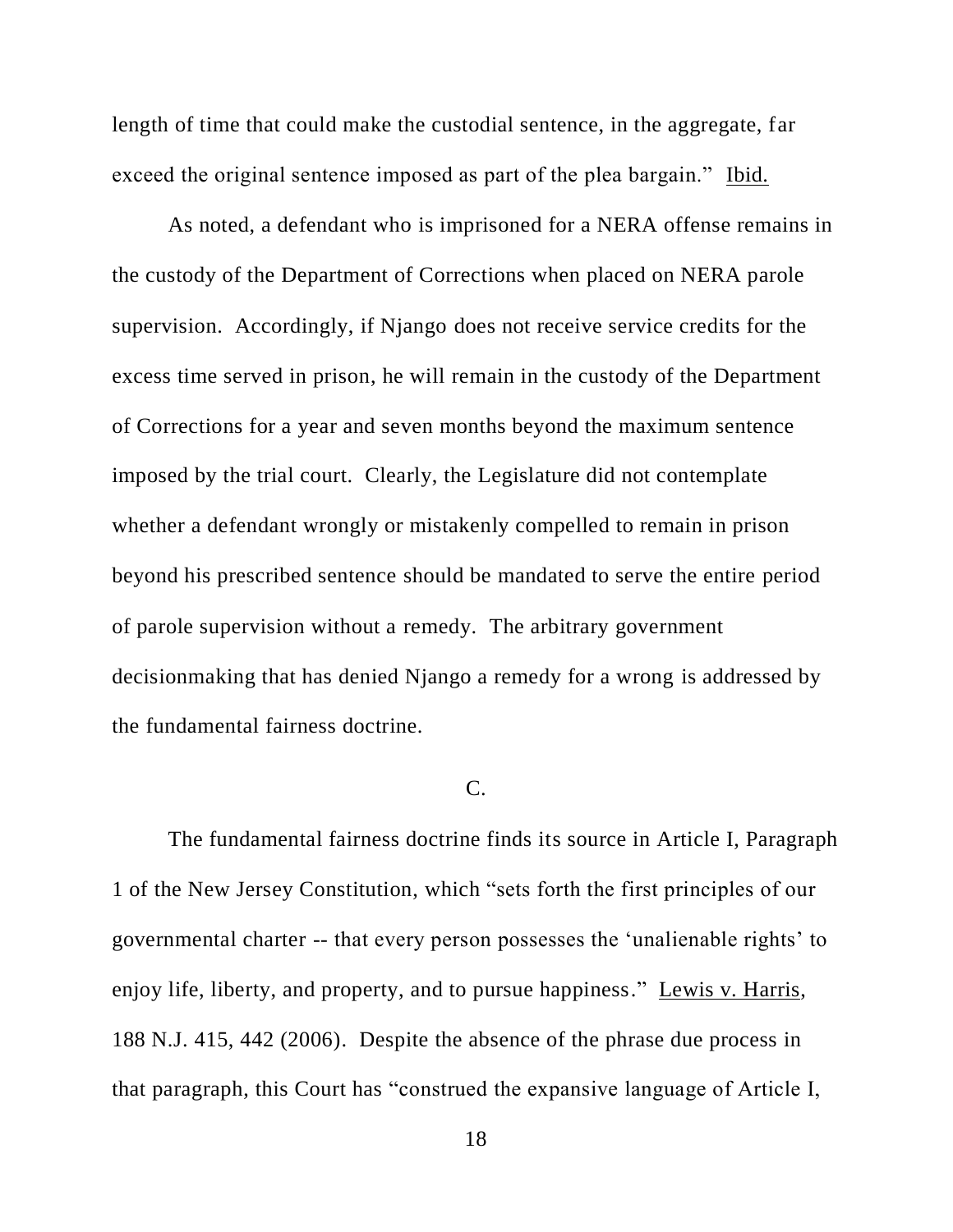length of time that could make the custodial sentence, in the aggregate, far exceed the original sentence imposed as part of the plea bargain." Ibid.

As noted, a defendant who is imprisoned for a NERA offense remains in the custody of the Department of Corrections when placed on NERA parole supervision. Accordingly, if Njango does not receive service credits for the excess time served in prison, he will remain in the custody of the Department of Corrections for a year and seven months beyond the maximum sentence imposed by the trial court. Clearly, the Legislature did not contemplate whether a defendant wrongly or mistakenly compelled to remain in prison beyond his prescribed sentence should be mandated to serve the entire period of parole supervision without a remedy. The arbitrary government decisionmaking that has denied Njango a remedy for a wrong is addressed by the fundamental fairness doctrine.

C.

The fundamental fairness doctrine finds its source in Article I, Paragraph 1 of the New Jersey Constitution, which "sets forth the first principles of our governmental charter -- that every person possesses the 'unalienable rights' to enjoy life, liberty, and property, and to pursue happiness." Lewis v. Harris, 188 N.J. 415, 442 (2006). Despite the absence of the phrase due process in that paragraph, this Court has "construed the expansive language of Article I,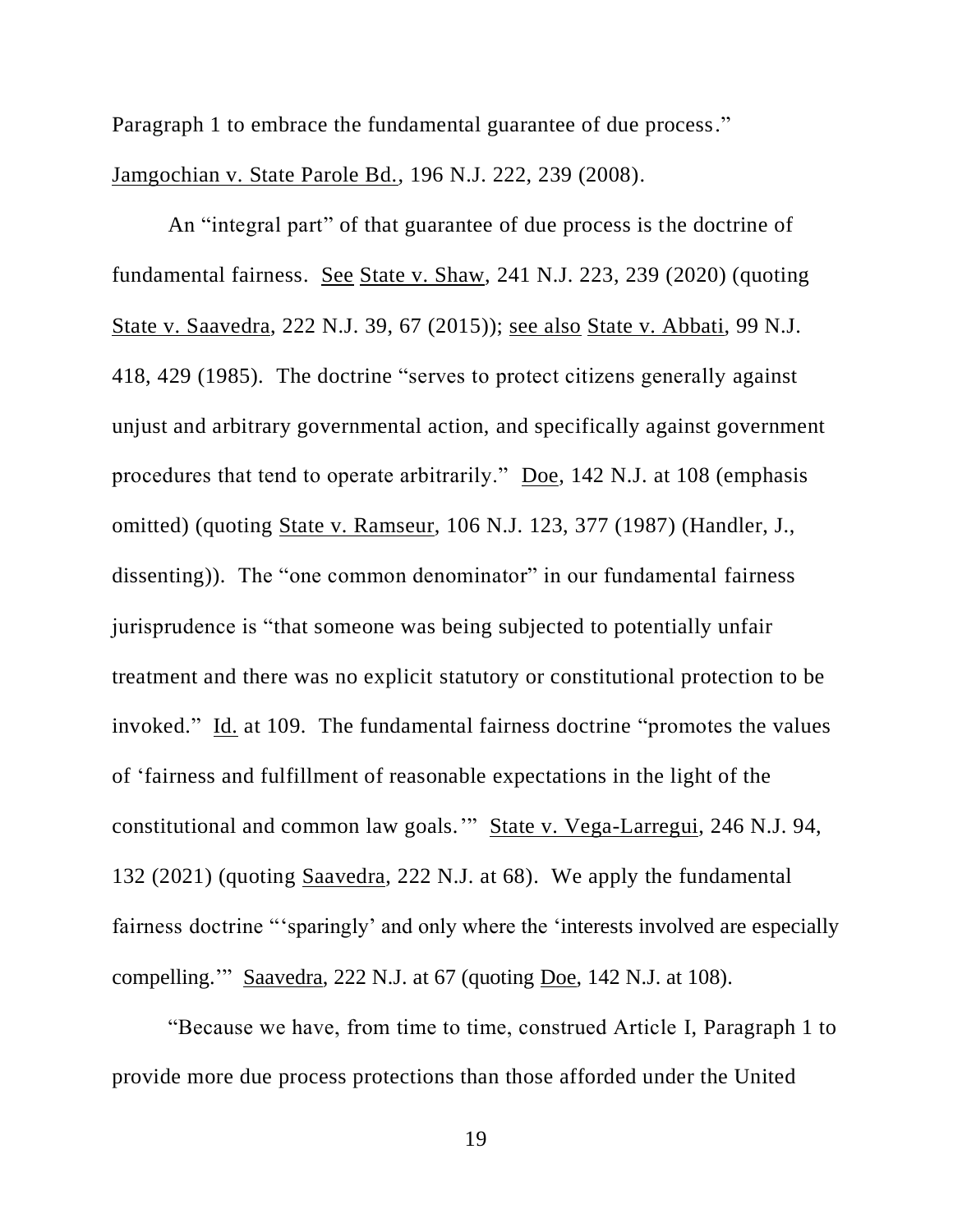Paragraph 1 to embrace the fundamental guarantee of due process." Jamgochian v. State Parole Bd., 196 N.J. 222, 239 (2008).

An "integral part" of that guarantee of due process is the doctrine of fundamental fairness. See State v. Shaw, 241 N.J. 223, 239 (2020) (quoting State v. Saavedra, 222 N.J. 39, 67 (2015)); see also State v. Abbati, 99 N.J. 418, 429 (1985). The doctrine "serves to protect citizens generally against unjust and arbitrary governmental action, and specifically against government procedures that tend to operate arbitrarily." Doe, 142 N.J. at 108 (emphasis omitted) (quoting State v. Ramseur, 106 N.J. 123, 377 (1987) (Handler, J., dissenting)). The "one common denominator" in our fundamental fairness jurisprudence is "that someone was being subjected to potentially unfair treatment and there was no explicit statutory or constitutional protection to be invoked." Id. at 109. The fundamental fairness doctrine "promotes the values of 'fairness and fulfillment of reasonable expectations in the light of the constitutional and common law goals.'" State v. Vega-Larregui, 246 N.J. 94, 132 (2021) (quoting Saavedra, 222 N.J. at 68). We apply the fundamental fairness doctrine "'sparingly' and only where the 'interests involved are especially compelling.'" Saavedra, 222 N.J. at 67 (quoting Doe, 142 N.J. at 108).

"Because we have, from time to time, construed Article I, Paragraph 1 to provide more due process protections than those afforded under the United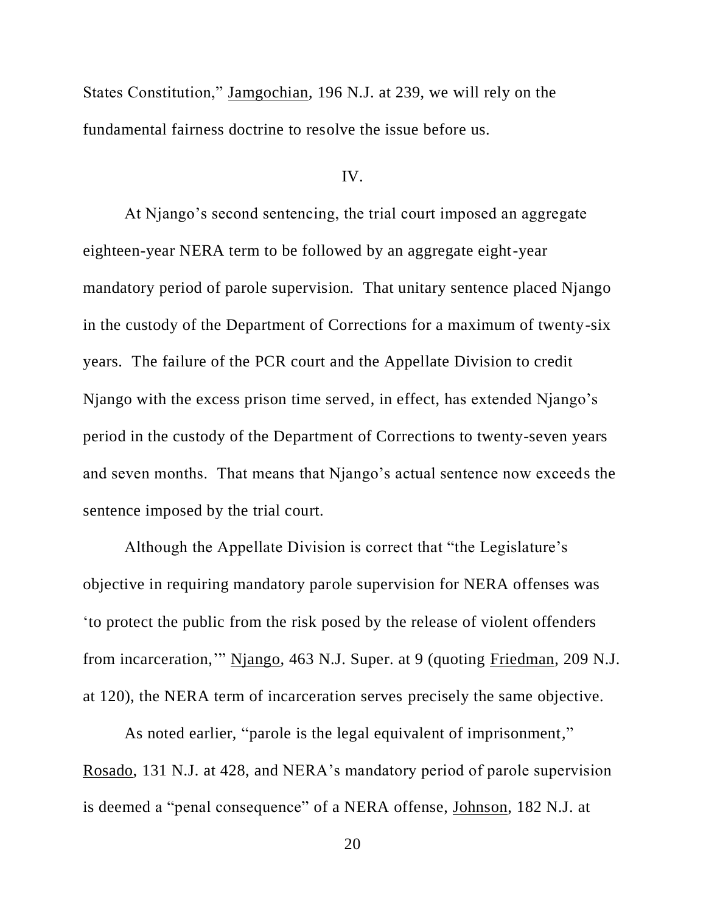States Constitution," Jamgochian, 196 N.J. at 239, we will rely on the fundamental fairness doctrine to resolve the issue before us.

## IV.

At Njango's second sentencing, the trial court imposed an aggregate eighteen-year NERA term to be followed by an aggregate eight-year mandatory period of parole supervision. That unitary sentence placed Njango in the custody of the Department of Corrections for a maximum of twenty-six years. The failure of the PCR court and the Appellate Division to credit Njango with the excess prison time served, in effect, has extended Njango's period in the custody of the Department of Corrections to twenty-seven years and seven months. That means that Njango's actual sentence now exceeds the sentence imposed by the trial court.

Although the Appellate Division is correct that "the Legislature's objective in requiring mandatory parole supervision for NERA offenses was 'to protect the public from the risk posed by the release of violent offenders from incarceration,'" Njango, 463 N.J. Super. at 9 (quoting Friedman, 209 N.J. at 120), the NERA term of incarceration serves precisely the same objective.

As noted earlier, "parole is the legal equivalent of imprisonment," Rosado, 131 N.J. at 428, and NERA's mandatory period of parole supervision is deemed a "penal consequence" of a NERA offense, Johnson, 182 N.J. at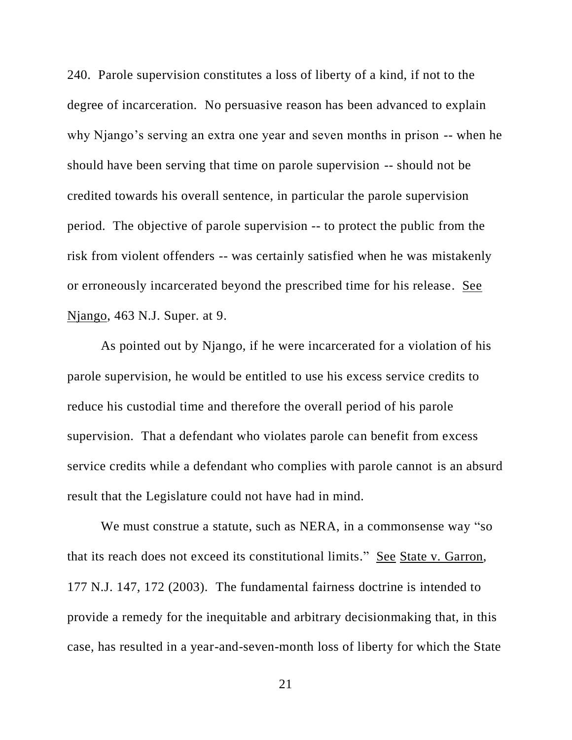240. Parole supervision constitutes a loss of liberty of a kind, if not to the degree of incarceration. No persuasive reason has been advanced to explain why Njango's serving an extra one year and seven months in prison -- when he should have been serving that time on parole supervision -- should not be credited towards his overall sentence, in particular the parole supervision period. The objective of parole supervision -- to protect the public from the risk from violent offenders -- was certainly satisfied when he was mistakenly or erroneously incarcerated beyond the prescribed time for his release. See Njango, 463 N.J. Super. at 9.

As pointed out by Njango, if he were incarcerated for a violation of his parole supervision, he would be entitled to use his excess service credits to reduce his custodial time and therefore the overall period of his parole supervision. That a defendant who violates parole can benefit from excess service credits while a defendant who complies with parole cannot is an absurd result that the Legislature could not have had in mind.

We must construe a statute, such as NERA, in a commonsense way "so that its reach does not exceed its constitutional limits." See State v. Garron, 177 N.J. 147, 172 (2003). The fundamental fairness doctrine is intended to provide a remedy for the inequitable and arbitrary decisionmaking that, in this case, has resulted in a year-and-seven-month loss of liberty for which the State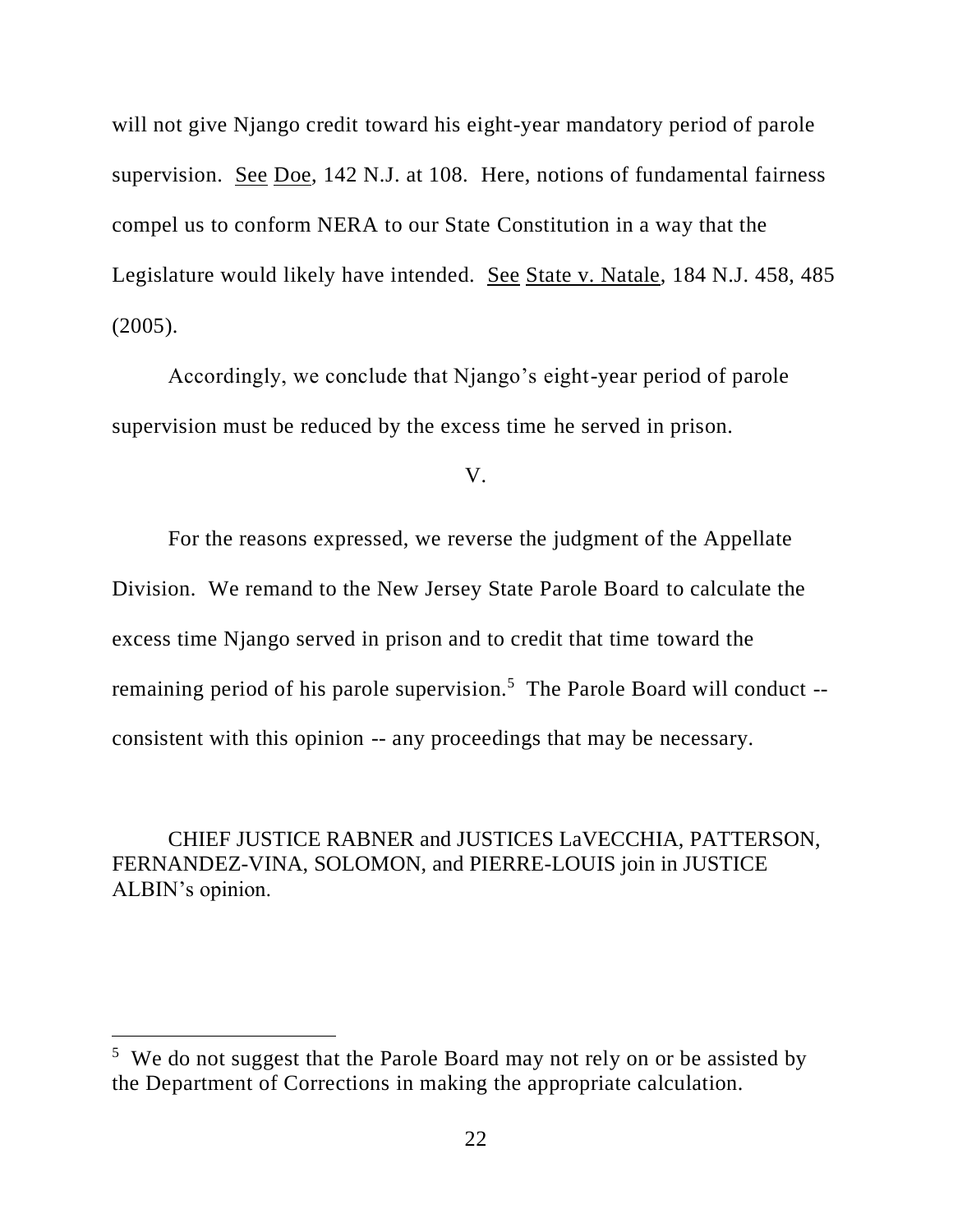will not give Njango credit toward his eight-year mandatory period of parole supervision. See Doe, 142 N.J. at 108. Here, notions of fundamental fairness compel us to conform NERA to our State Constitution in a way that the Legislature would likely have intended. See State v. Natale, 184 N.J. 458, 485 (2005).

Accordingly, we conclude that Njango's eight-year period of parole supervision must be reduced by the excess time he served in prison.

## V.

For the reasons expressed, we reverse the judgment of the Appellate Division. We remand to the New Jersey State Parole Board to calculate the excess time Njango served in prison and to credit that time toward the remaining period of his parole supervision.[5] The Parole Board will conduct -- consistent with this opinion -- any proceedings that may be necessary.

CHIEF JUSTICE RABNER and JUSTICES LaVECCHIA, PATTERSON, FERNANDEZ-VINA, SOLOMON, and PIERRE-LOUIS join in JUSTICE ALBIN's opinion.

---

[5] We do not suggest that the Parole Board may not rely on or be assisted by the Department of Corrections in making the appropriate calculation.